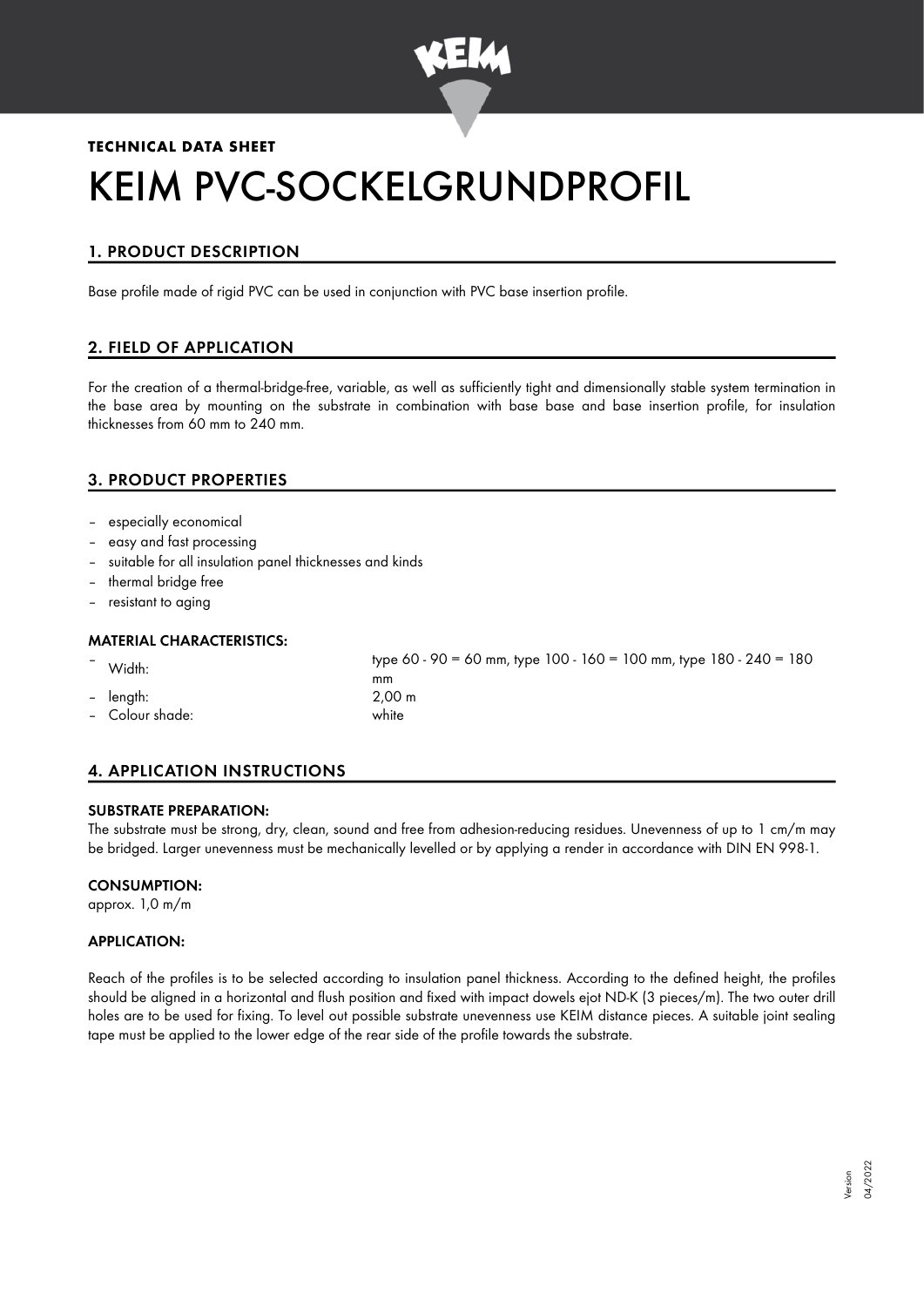**TECHNICAL DATA SHEET**

# KEIM PVC-SOCKELGRUNDPROFIL

## 1. PRODUCT DESCRIPTION

Base profile made of rigid PVC can be used in conjunction with PVC base insertion profile.

## 2. FIELD OF APPLICATION

For the creation of a thermal-bridge-free, variable, as well as sufficiently tight and dimensionally stable system termination in the base area by mounting on the substrate in combination with base base and base insertion profile, for insulation thicknesses from 60 mm to 240 mm.

## 3. PRODUCT PROPERTIES

- especially economical
- easy and fast processing
- suitable for all insulation panel thicknesses and kinds
- thermal bridge free
- resistant to aging

### MATERIAL CHARACTERISTICS:

- Width: type 60 - 90 = 60 mm, type 100 - 160 = 100 mm, type 180 - 240 = 180 mm
- length: 2,00 m
- Colour shade: white

## 4. APPLICATION INSTRUCTIONS

### SUBSTRATE PREPARATION:

The substrate must be strong, dry, clean, sound and free from adhesion-reducing residues. Unevenness of up to 1 cm/m may be bridged. Larger unevenness must be mechanically levelled or by applying a render in accordance with DIN EN 998-1.

### CONSUMPTION:

approx. 1,0 m/m

### APPLICATION:

Reach of the profiles is to be selected according to insulation panel thickness. According to the defined height, the profiles should be aligned in a horizontal and flush position and fixed with impact dowels ejot ND-K (3 pieces/m). The two outer drill holes are to be used for fixing. To level out possible substrate unevenness use KEIM distance pieces. A suitable joint sealing tape must be applied to the lower edge of the rear side of the profile towards the substrate.

Version 04/2022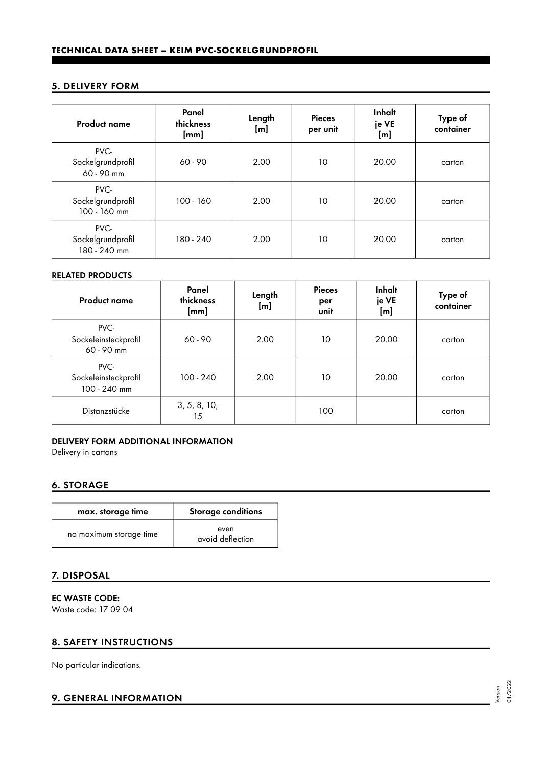## 5. DELIVERY FORM

| Product name | Panel thickness [mm] | Length [m] | Pieces per unit | Inhalt je VE [m] | Type of container |
|---|---|---|---|---|---|
| PVC-Sockelgrundprofil 60 - 90 mm | 60 - 90 | 2.00 | 10 | 20.00 | carton |
| PVC-Sockelgrundprofil 100 - 160 mm | 100 - 160 | 2.00 | 10 | 20.00 | carton |
| PVC-Sockelgrundprofil 180 - 240 mm | 180 - 240 | 2.00 | 10 | 20.00 | carton |

### RELATED PRODUCTS

| Product name | Panel thickness [mm] | Length [m] | Pieces per unit | Inhalt je VE [m] | Type of container |
|---|---|---|---|---|---|
| PVC-Sockeleinsteckprofil 60 - 90 mm | 60 - 90 | 2.00 | 10 | 20.00 | carton |
| PVC-Sockeleinsteckprofil 100 - 240 mm | 100 - 240 | 2.00 | 10 | 20.00 | carton |
| Distanzstücke | 3, 5, 8, 10, 15 | | 100 | | carton |

### DELIVERY FORM ADDITIONAL INFORMATION

Delivery in cartons

## 6. STORAGE

| max. storage time | Storage conditions |
|---|---|
| no maximum storage time | even<br>avoid deflection |

## 7. DISPOSAL

### EC WASTE CODE:

Waste code: 17 09 04

## 8. SAFETY INSTRUCTIONS

No particular indications.

## 9. GENERAL INFORMATION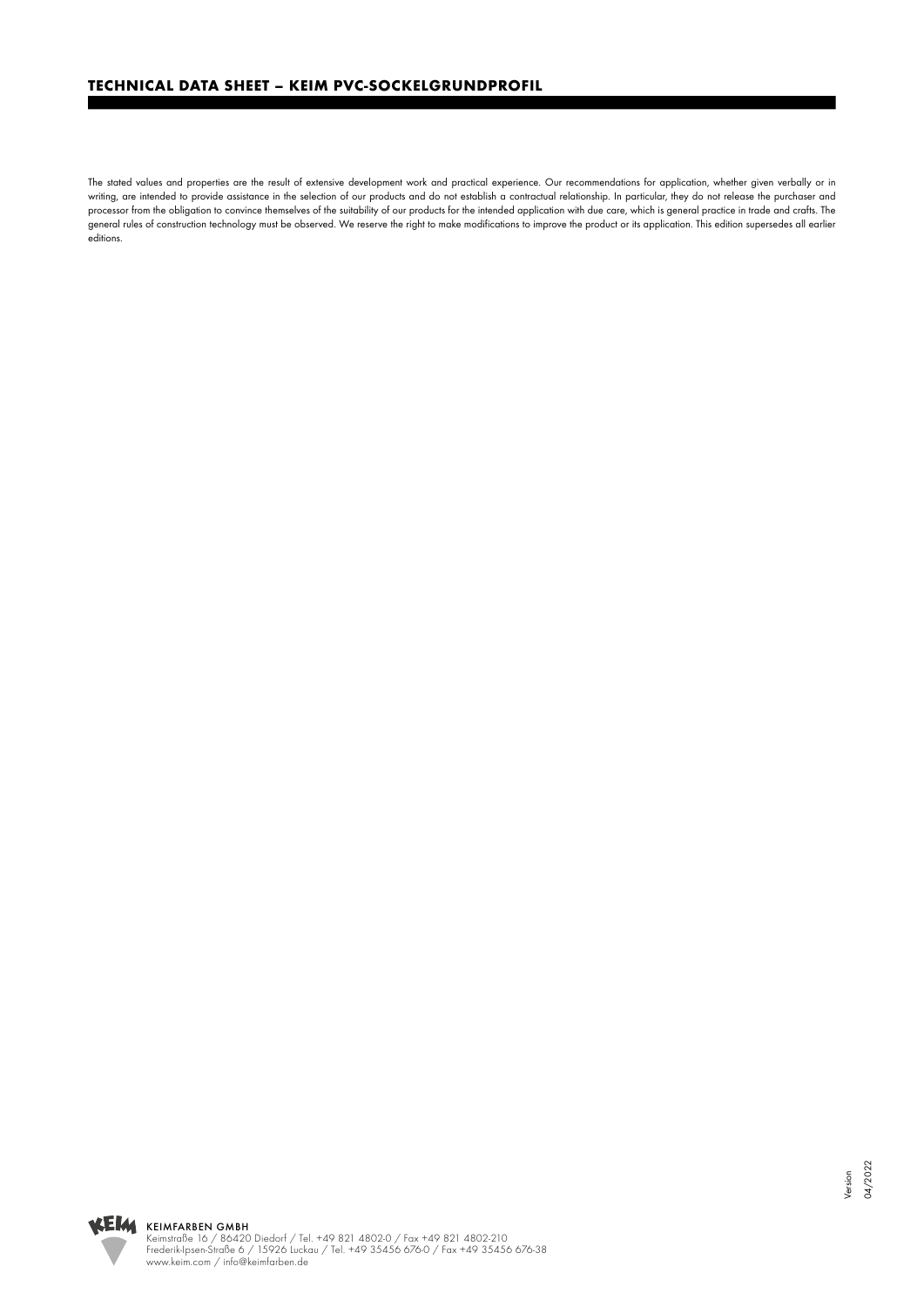The stated values and properties are the result of extensive development work and practical experience. Our recommendations for application, whether given verbally or in writing, are intended to provide assistance in the selection of our products and do not establish a contractual relationship. In particular, they do not release the purchaser and processor from the obligation to convince themselves of the suitability of our products for the intended application with due care, which is general practice in trade and crafts. The general rules of construction technology must be observed. We reserve the right to make modifications to improve the product or its application. This edition supersedes all earlier editions.

KEIMFARBEN GMBH
Keimstraße 16 / 86420 Diedorf / Tel. +49 821 4802-0 / Fax +49 821 4802-210
Frederik-Ipsen-Straße 6 / 15926 Luckau / Tel. +49 35456 676-0 / Fax +49 35456 676-38
www.keim.com / info@keimfarben.de

Version 04/2022